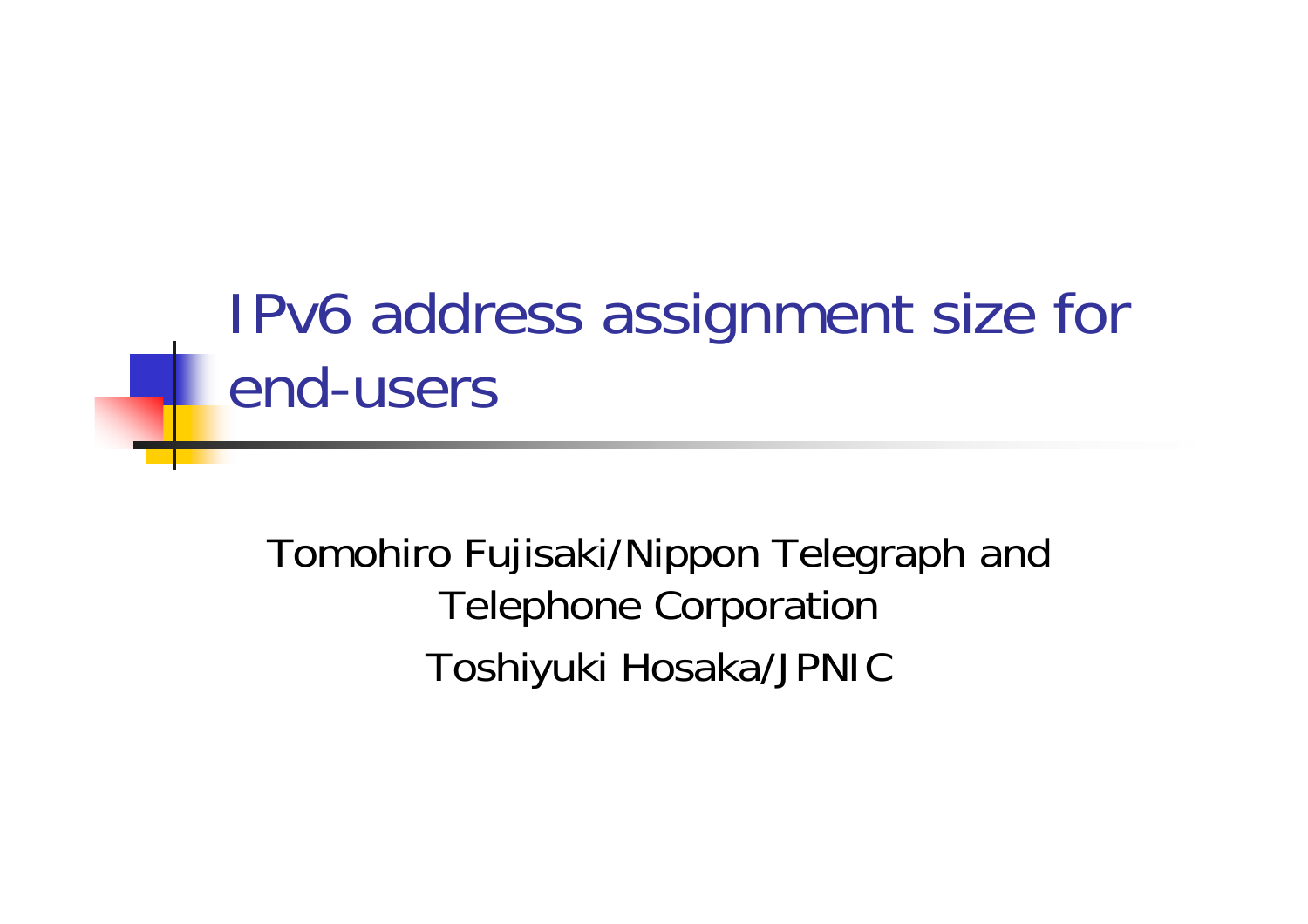# IPv6 address assignment size for end-users

Tomohiro Fujisaki/Nippon Telegraph and Telephone Corporation

Toshiyuki Hosaka/JPNIC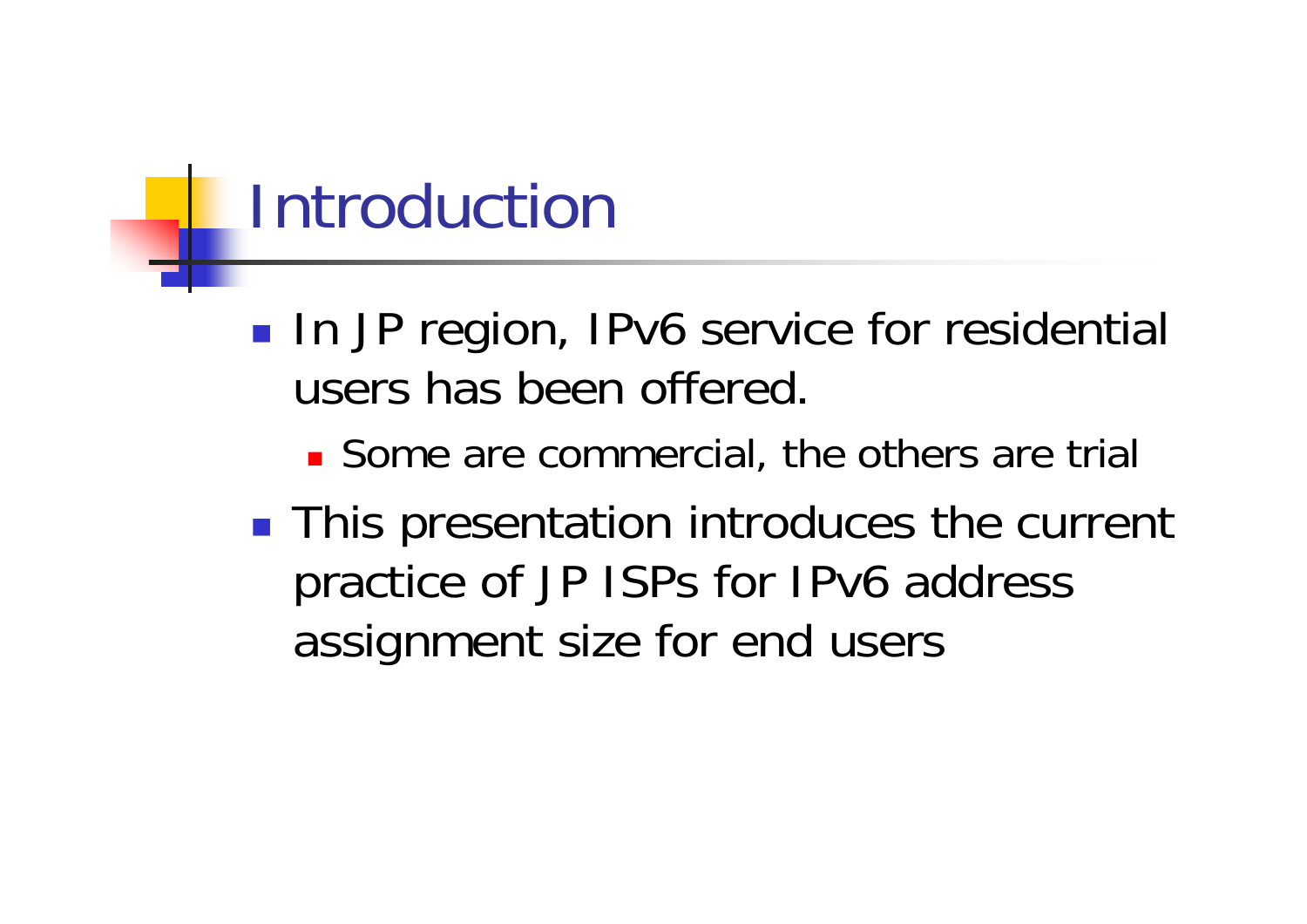# Introduction

- In JP region, IPv6 service for residential users has been offered.
  - Some are commercial, the others are trial
- This presentation introduces the current practice of JP ISPs for IPv6 address assignment size for end users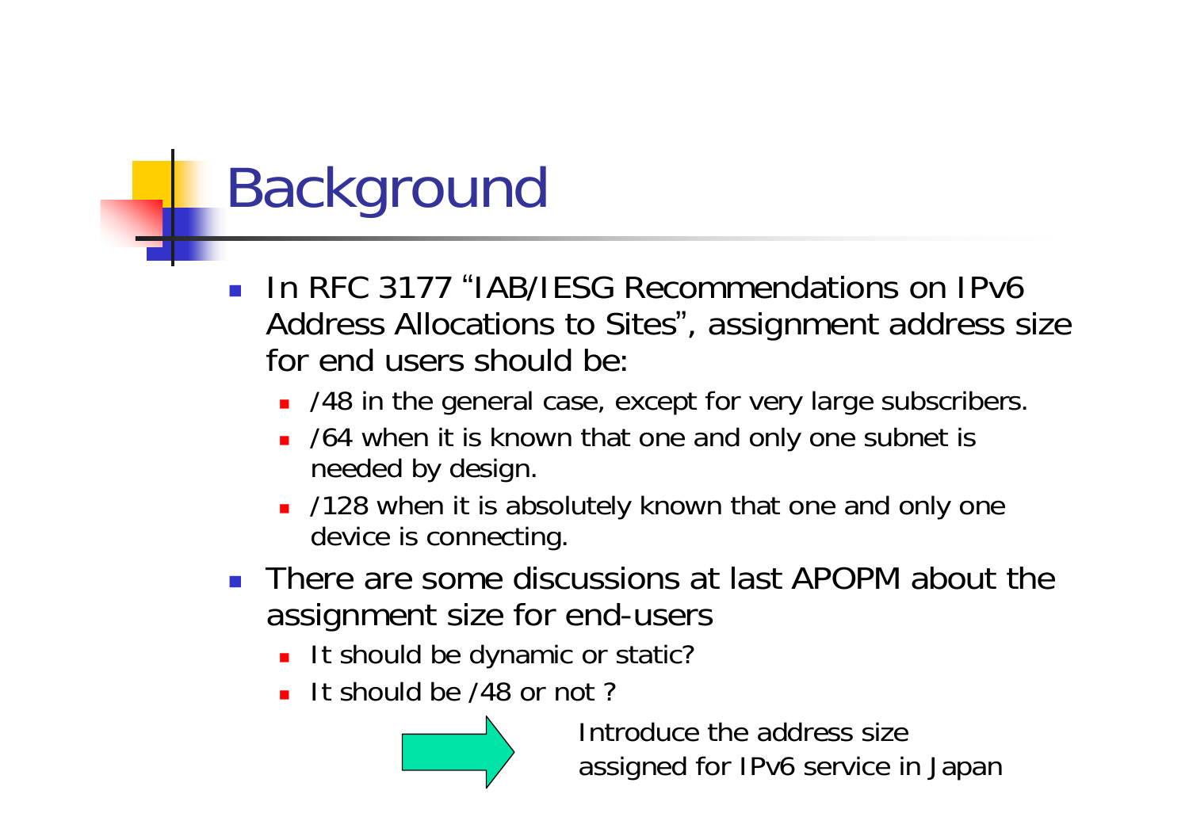# Background

- In RFC 3177 "IAB/IESG Recommendations on IPv6 Address Allocations to Sites", assignment address size for end users should be:
  - /48 in the general case, except for very large subscribers.
  - /64 when it is known that one and only one subnet is needed by design.
  - /128 when it is absolutely known that one and only one device is connecting.
- There are some discussions at last APOPM about the assignment size for end-users
  - It should be dynamic or static?
  - It should be /48 or not ?

→ Introduce the address size assigned for IPv6 service in Japan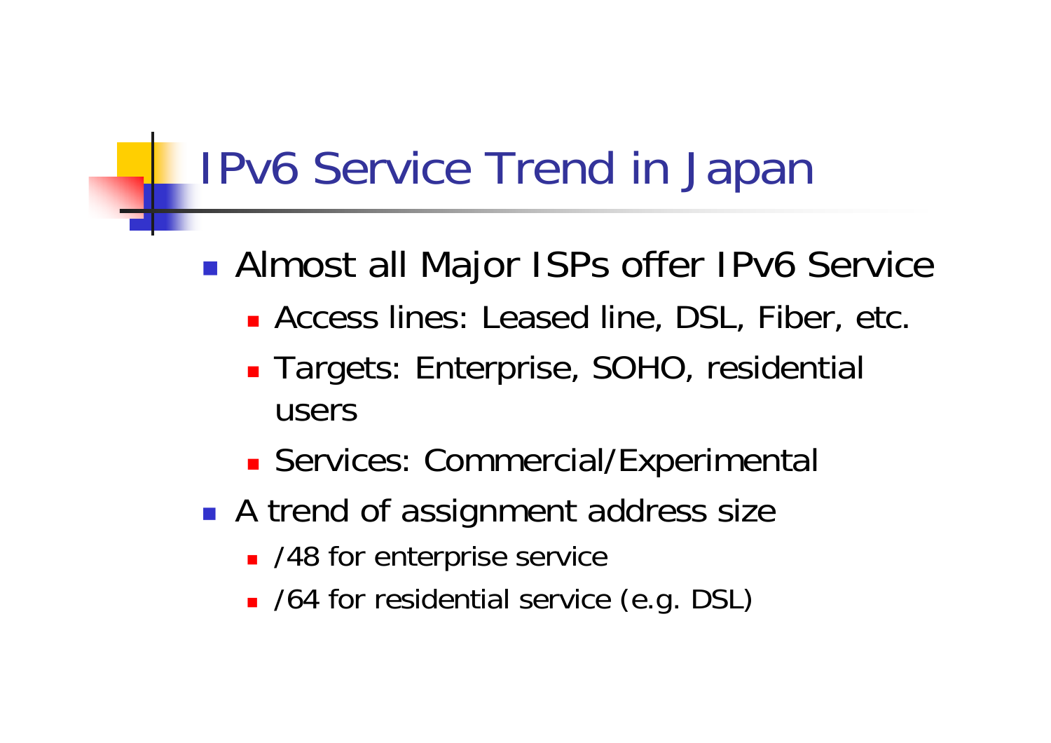# IPv6 Service Trend in Japan

- Almost all Major ISPs offer IPv6 Service
  - Access lines: Leased line, DSL, Fiber, etc.
  - Targets: Enterprise, SOHO, residential users
  - Services: Commercial/Experimental
- A trend of assignment address size
  - /48 for enterprise service
  - /64 for residential service (e.g. DSL)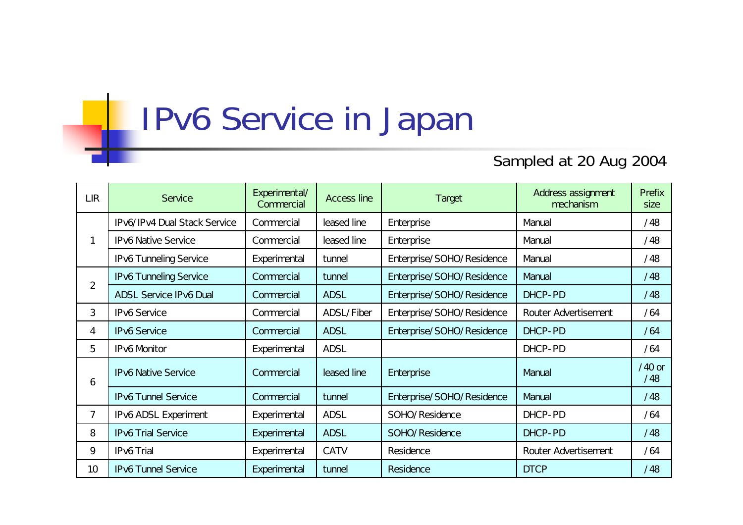# IPv6 Service in Japan

Sampled at 20 Aug 2004

| LIR | Service | Experimental/ Commercial | Access line | Target | Address assignment mechanism | Prefix size |
|---|---|---|---|---|---|---|
| 1 | IPv6/IPv4 Dual Stack Service | Commercial | leased line | Enterprise | Manual | /48 |
| | IPv6 Native Service | Commercial | leased line | Enterprise | Manual | /48 |
| | IPv6 Tunneling Service | Experimental | tunnel | Enterprise/SOHO/Residence | Manual | /48 |
| 2 | IPv6 Tunneling Service | Commercial | tunnel | Enterprise/SOHO/Residence | Manual | /48 |
| | ADSL Service IPv6 Dual | Commercial | ADSL | Enterprise/SOHO/Residence | DHCP-PD | /48 |
| 3 | IPv6 Service | Commercial | ADSL/Fiber | Enterprise/SOHO/Residence | Router Advertisement | /64 |
| 4 | IPv6 Service | Commercial | ADSL | Enterprise/SOHO/Residence | DHCP-PD | /64 |
| 5 | IPv6 Monitor | Experimental | ADSL | | DHCP-PD | /64 |
| 6 | IPv6 Native Service | Commercial | leased line | Enterprise | Manual | /40 or /48 |
| | IPv6 Tunnel Service | Commercial | tunnel | Enterprise/SOHO/Residence | Manual | /48 |
| 7 | IPv6 ADSL Experiment | Experimental | ADSL | SOHO/Residence | DHCP-PD | /64 |
| 8 | IPv6 Trial Service | Experimental | ADSL | SOHO/Residence | DHCP-PD | /48 |
| 9 | IPv6 Trial | Experimental | CATV | Residence | Router Advertisement | /64 |
| 10 | IPv6 Tunnel Service | Experimental | tunnel | Residence | DTCP | /48 |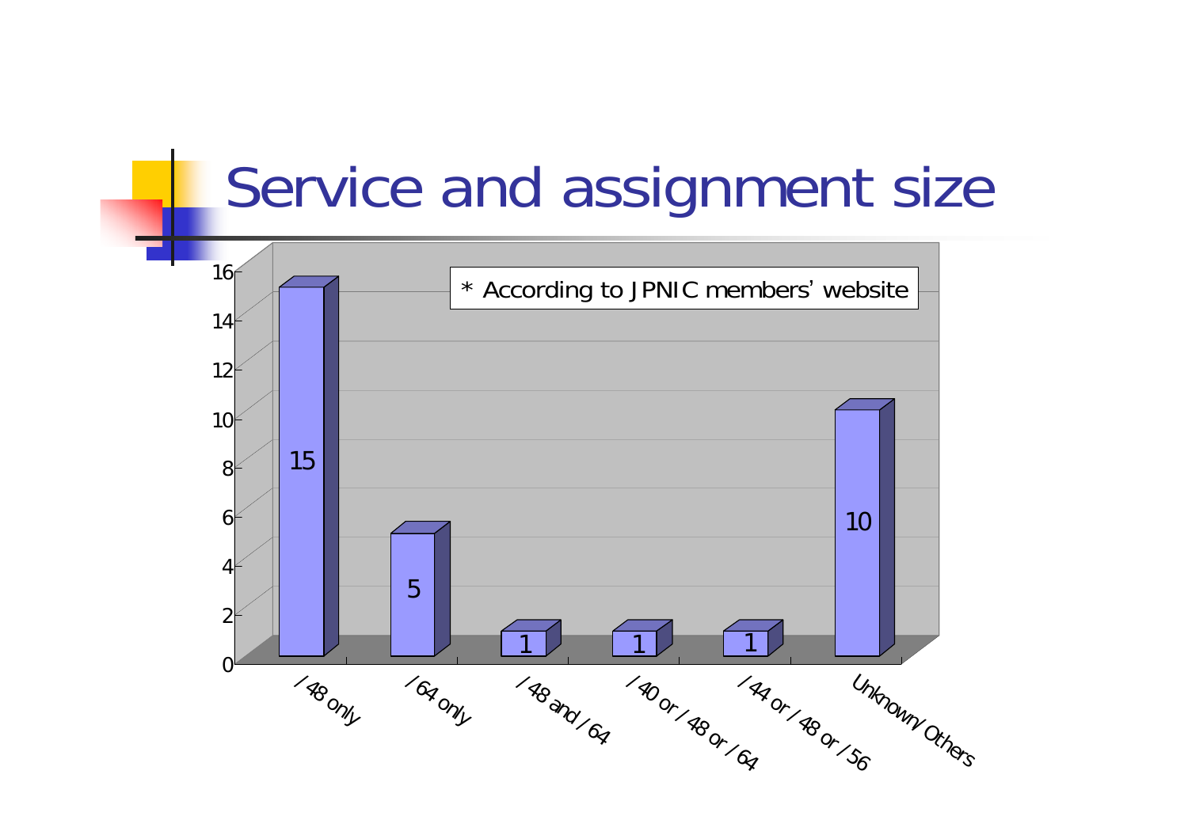# Service and assignment size

* According to JPNIC members' website

| Assignment size | Count |
|---|---|
| /48 only | 15 |
| /64 only | 5 |
| /48 and /64 | 1 |
| /40 or /48 or /64 | 1 |
| /44 or /48 or /56 | 1 |
| Unknown/Others | 10 |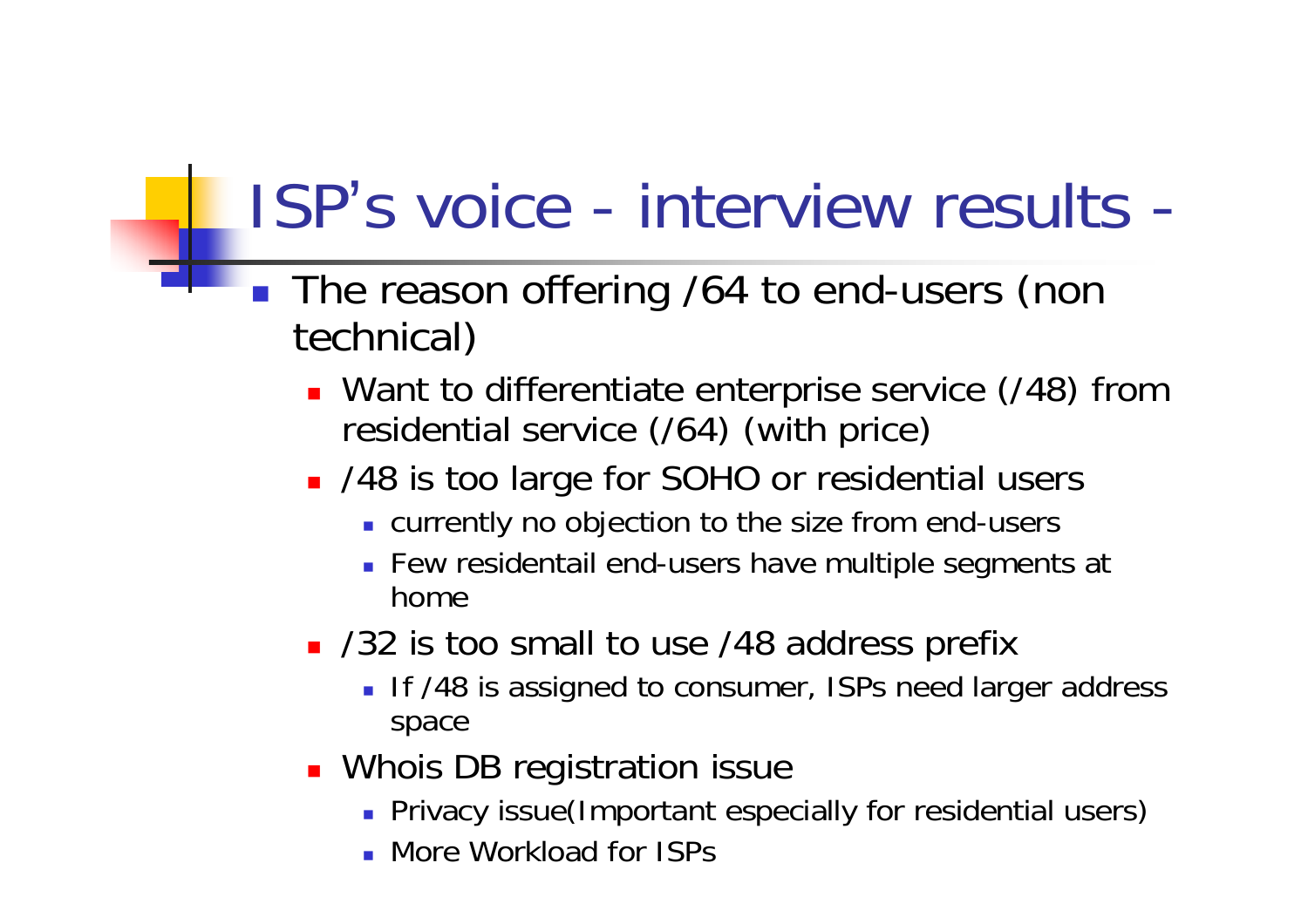# ISP's voice - interview results -

- The reason offering /64 to end-users (non technical)
  - Want to differentiate enterprise service (/48) from residential service (/64) (with price)
  - /48 is too large for SOHO or residential users
    - currently no objection to the size from end-users
    - Few residentail end-users have multiple segments at home
  - /32 is too small to use /48 address prefix
    - If /48 is assigned to consumer, ISPs need larger address space
  - Whois DB registration issue
    - Privacy issue(Important especially for residential users)
    - More Workload for ISPs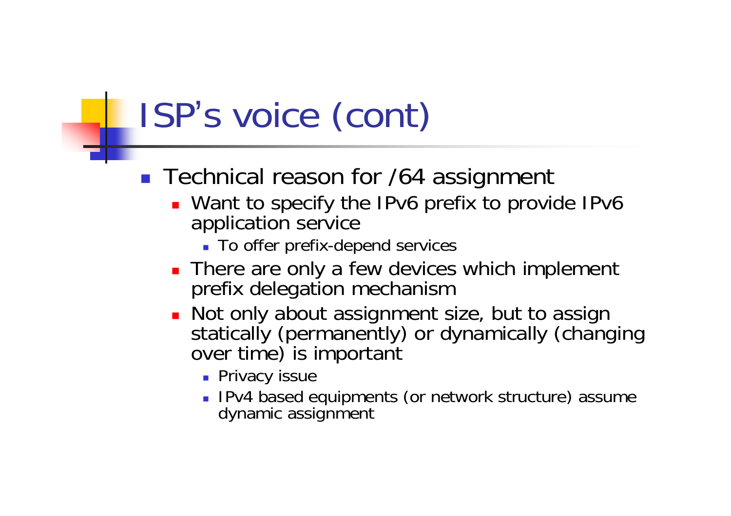# ISP's voice (cont)

- Technical reason for /64 assignment
  - Want to specify the IPv6 prefix to provide IPv6 application service
    - To offer prefix-depend services
  - There are only a few devices which implement prefix delegation mechanism
  - Not only about assignment size, but to assign statically (permanently) or dynamically (changing over time) is important
    - Privacy issue
    - IPv4 based equipments (or network structure) assume dynamic assignment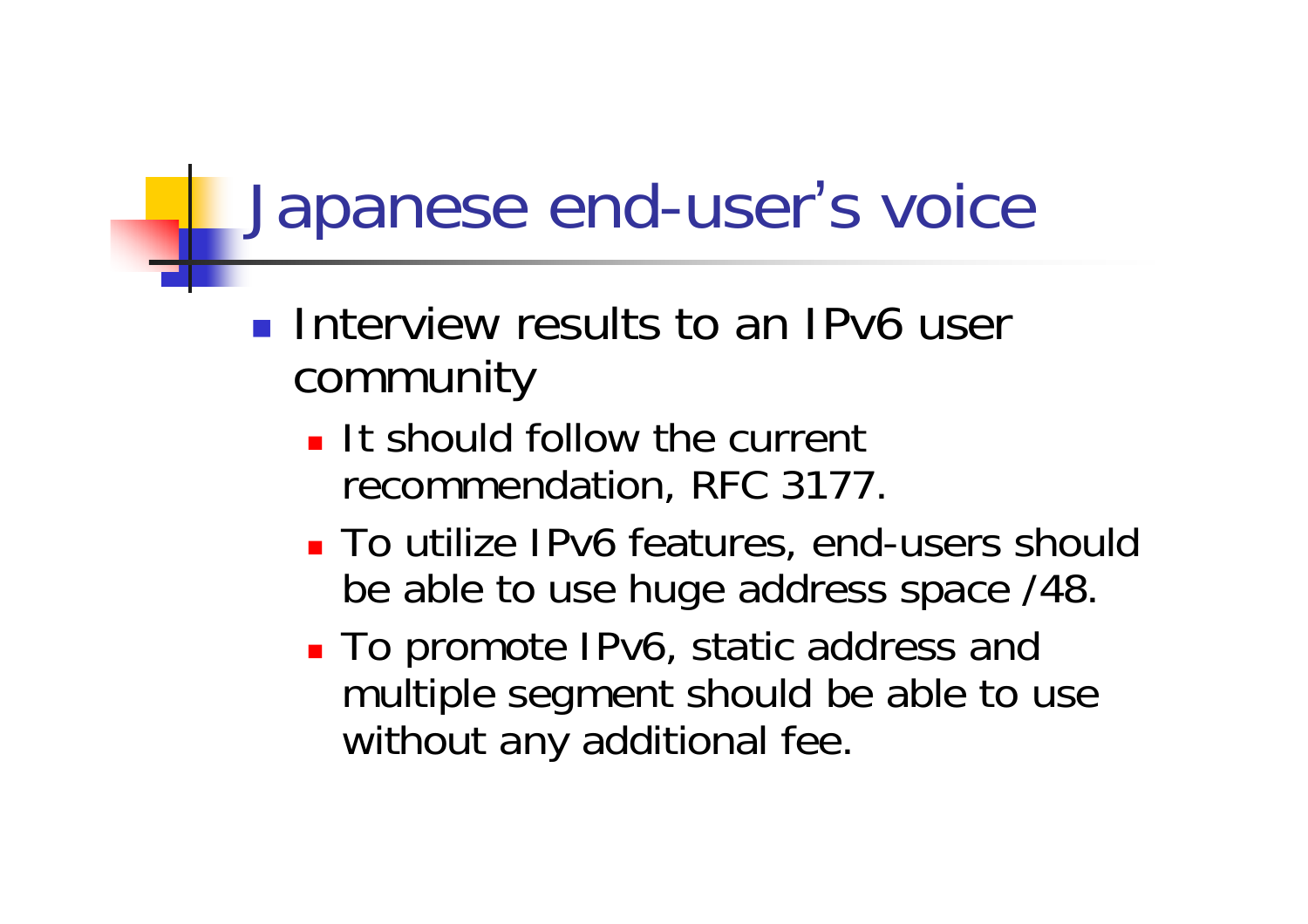# Japanese end-user's voice

- Interview results to an IPv6 user community
  - It should follow the current recommendation, RFC 3177.
  - To utilize IPv6 features, end-users should be able to use huge address space /48.
  - To promote IPv6, static address and multiple segment should be able to use without any additional fee.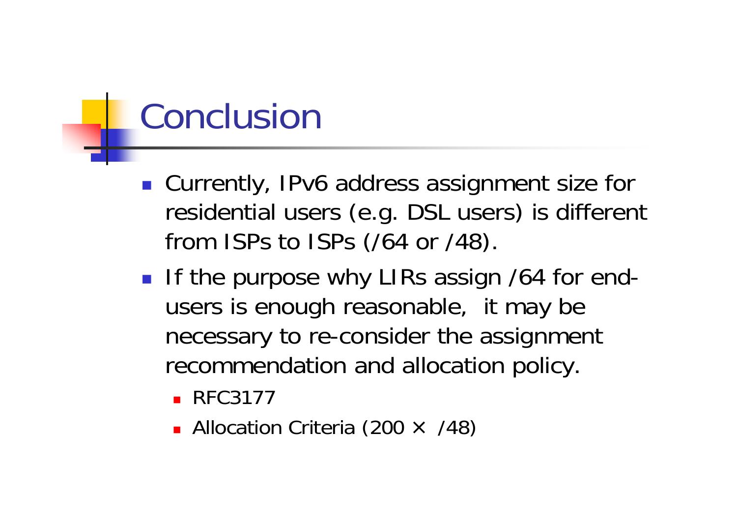# Conclusion

- Currently, IPv6 address assignment size for residential users (e.g. DSL users) is different from ISPs to ISPs (/64 or /48).
- If the purpose why LIRs assign /64 for end-users is enough reasonable, it may be necessary to re-consider the assignment recommendation and allocation policy.
  - RFC3177
  - Allocation Criteria (200 × /48)